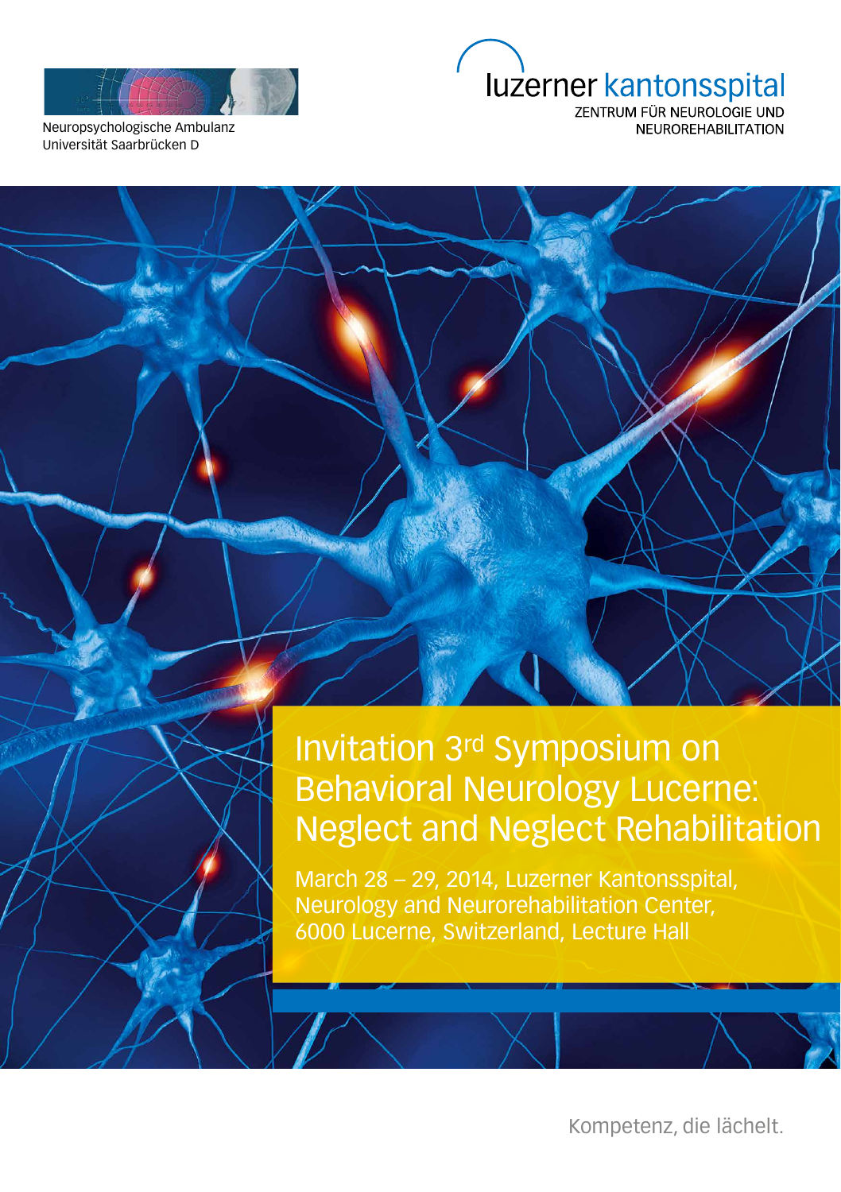Neuropsychologische Ambulanz
Universität Saarbrücken D

luzerner kantonsspital
ZENTRUM FÜR NEUROLOGIE UND
NEUROREHABILITATION

# Invitation 3rd Symposium on Behavioral Neurology Lucerne: Neglect and Neglect Rehabilitation

March 28 – 29, 2014, Luzerner Kantonsspital,
Neurology and Neurorehabilitation Center,
6000 Lucerne, Switzerland, Lecture Hall

Kompetenz, die lächelt.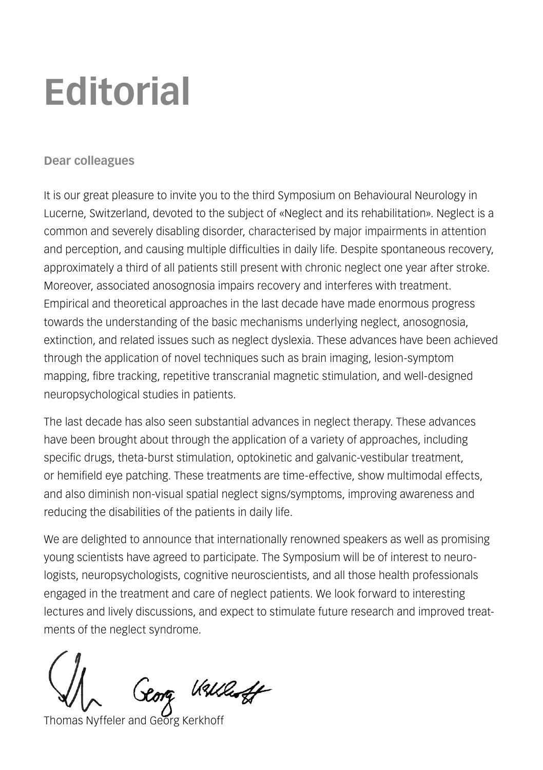# Editorial

**Dear colleagues**

It is our great pleasure to invite you to the third Symposium on Behavioural Neurology in Lucerne, Switzerland, devoted to the subject of «Neglect and its rehabilitation». Neglect is a common and severely disabling disorder, characterised by major impairments in attention and perception, and causing multiple difficulties in daily life. Despite spontaneous recovery, approximately a third of all patients still present with chronic neglect one year after stroke. Moreover, associated anosognosia impairs recovery and interferes with treatment. Empirical and theoretical approaches in the last decade have made enormous progress towards the understanding of the basic mechanisms underlying neglect, anosognosia, extinction, and related issues such as neglect dyslexia. These advances have been achieved through the application of novel techniques such as brain imaging, lesion-symptom mapping, fibre tracking, repetitive transcranial magnetic stimulation, and well-designed neuropsychological studies in patients.

The last decade has also seen substantial advances in neglect therapy. These advances have been brought about through the application of a variety of approaches, including specific drugs, theta-burst stimulation, optokinetic and galvanic-vestibular treatment, or hemifield eye patching. These treatments are time-effective, show multimodal effects, and also diminish non-visual spatial neglect signs/symptoms, improving awareness and reducing the disabilities of the patients in daily life.

We are delighted to announce that internationally renowned speakers as well as promising young scientists have agreed to participate. The Symposium will be of interest to neurologists, neuropsychologists, cognitive neuroscientists, and all those health professionals engaged in the treatment and care of neglect patients. We look forward to interesting lectures and lively discussions, and expect to stimulate future research and improved treatments of the neglect syndrome.

Thomas Nyffeler and Georg Kerkhoff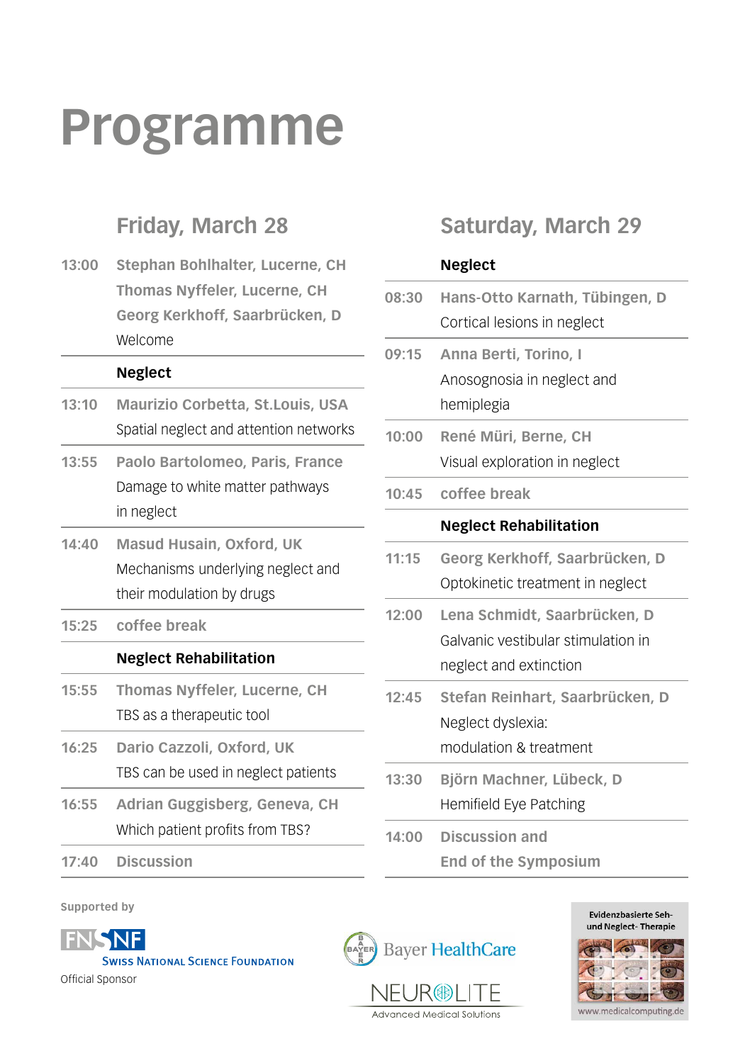# Programme

## Friday, March 28

**13:00** **Stephan Bohlhalter, Lucerne, CH**
**Thomas Nyffeler, Lucerne, CH**
**Georg Kerkhoff, Saarbrücken, D**
Welcome

### Neglect

**13:10** **Maurizio Corbetta, St.Louis, USA**
Spatial neglect and attention networks

**13:55** **Paolo Bartolomeo, Paris, France**
Damage to white matter pathways in neglect

**14:40** **Masud Husain, Oxford, UK**
Mechanisms underlying neglect and their modulation by drugs

**15:25** **coffee break**

### Neglect Rehabilitation

**15:55** **Thomas Nyffeler, Lucerne, CH**
TBS as a therapeutic tool

**16:25** **Dario Cazzoli, Oxford, UK**
TBS can be used in neglect patients

**16:55** **Adrian Guggisberg, Geneva, CH**
Which patient profits from TBS?

**17:40** **Discussion**

## Saturday, March 29

### Neglect

**08:30** **Hans-Otto Karnath, Tübingen, D**
Cortical lesions in neglect

**09:15** **Anna Berti, Torino, I**
Anosognosia in neglect and hemiplegia

**10:00** **René Müri, Berne, CH**
Visual exploration in neglect

**10:45** **coffee break**

### Neglect Rehabilitation

**11:15** **Georg Kerkhoff, Saarbrücken, D**
Optokinetic treatment in neglect

**12:00** **Lena Schmidt, Saarbrücken, D**
Galvanic vestibular stimulation in neglect and extinction

**12:45** **Stefan Reinhart, Saarbrücken, D**
Neglect dyslexia: modulation & treatment

**13:30** **Björn Machner, Lübeck, D**
Hemifield Eye Patching

**14:00** **Discussion and End of the Symposium**

Supported by

FNSNF Swiss National Science Foundation
Official Sponsor

Bayer HealthCare

NEUROLITE Advanced Medical Solutions

Evidenzbasierte Seh- und Neglect- Therapie
www.medicalcomputing.de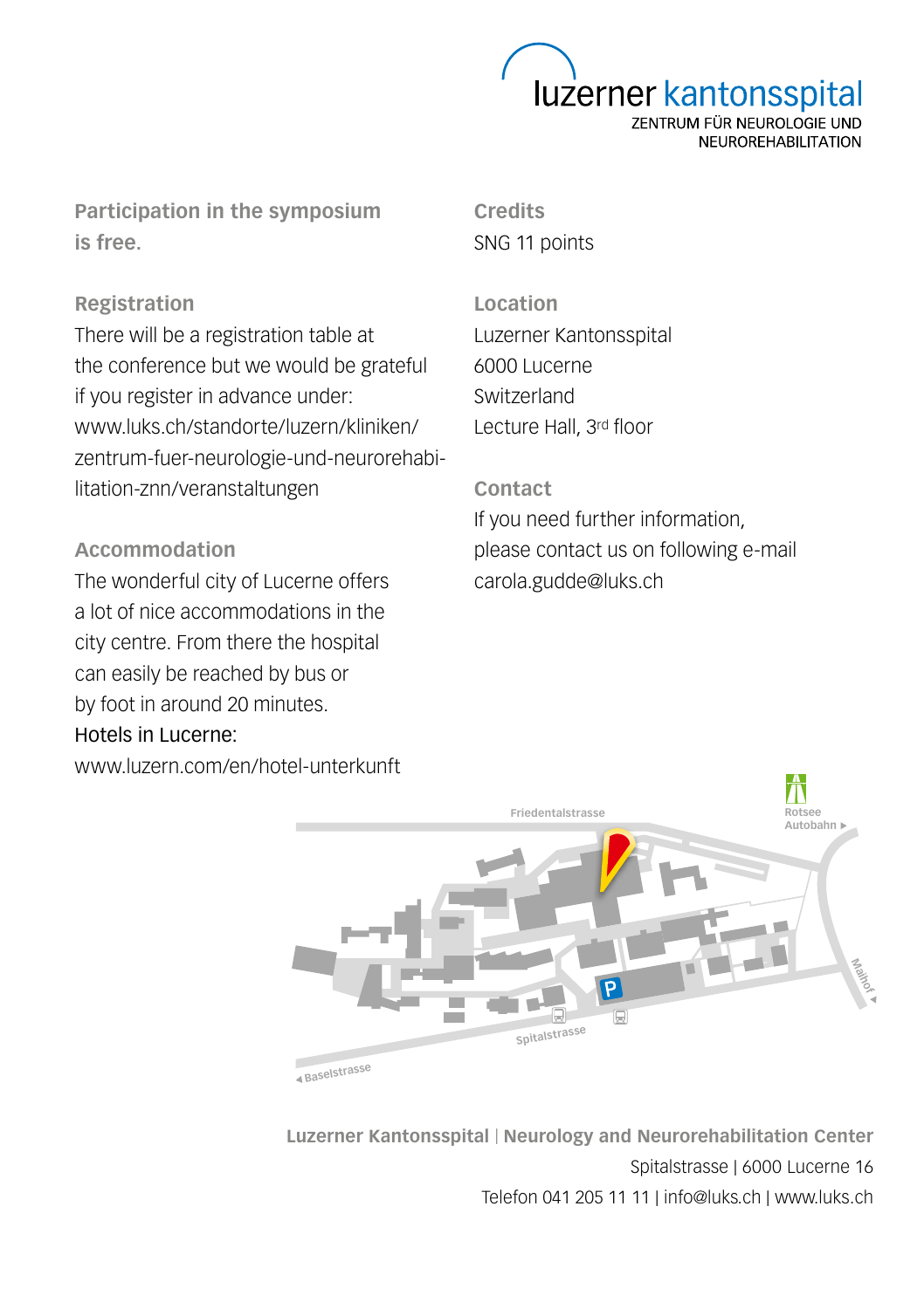luzerner kantonsspital
ZENTRUM FÜR NEUROLOGIE UND NEUROREHABILITATION

**Participation in the symposium is free.**

**Registration**

There will be a registration table at the conference but we would be grateful if you register in advance under:
www.luks.ch/standorte/luzern/kliniken/zentrum-fuer-neurologie-und-neurorehabilitation-znn/veranstaltungen

**Accommodation**

The wonderful city of Lucerne offers a lot of nice accommodations in the city centre. From there the hospital can easily be reached by bus or by foot in around 20 minutes.
Hotels in Lucerne:
www.luzern.com/en/hotel-unterkunft

**Credits**

SNG 11 points

**Location**

Luzerner Kantonsspital
6000 Lucerne
Switzerland
Lecture Hall, 3rd floor

**Contact**

If you need further information, please contact us on following e-mail
carola.gudde@luks.ch

Friedentalstrasse
Rotsee Autobahn ▸
Maihof ▸
P
Spitalstrasse
◂ Baselstrasse

**Luzerner Kantonsspital** | **Neurology and Neurorehabilitation Center**
Spitalstrasse | 6000 Lucerne 16
Telefon 041 205 11 11 | info@luks.ch | www.luks.ch